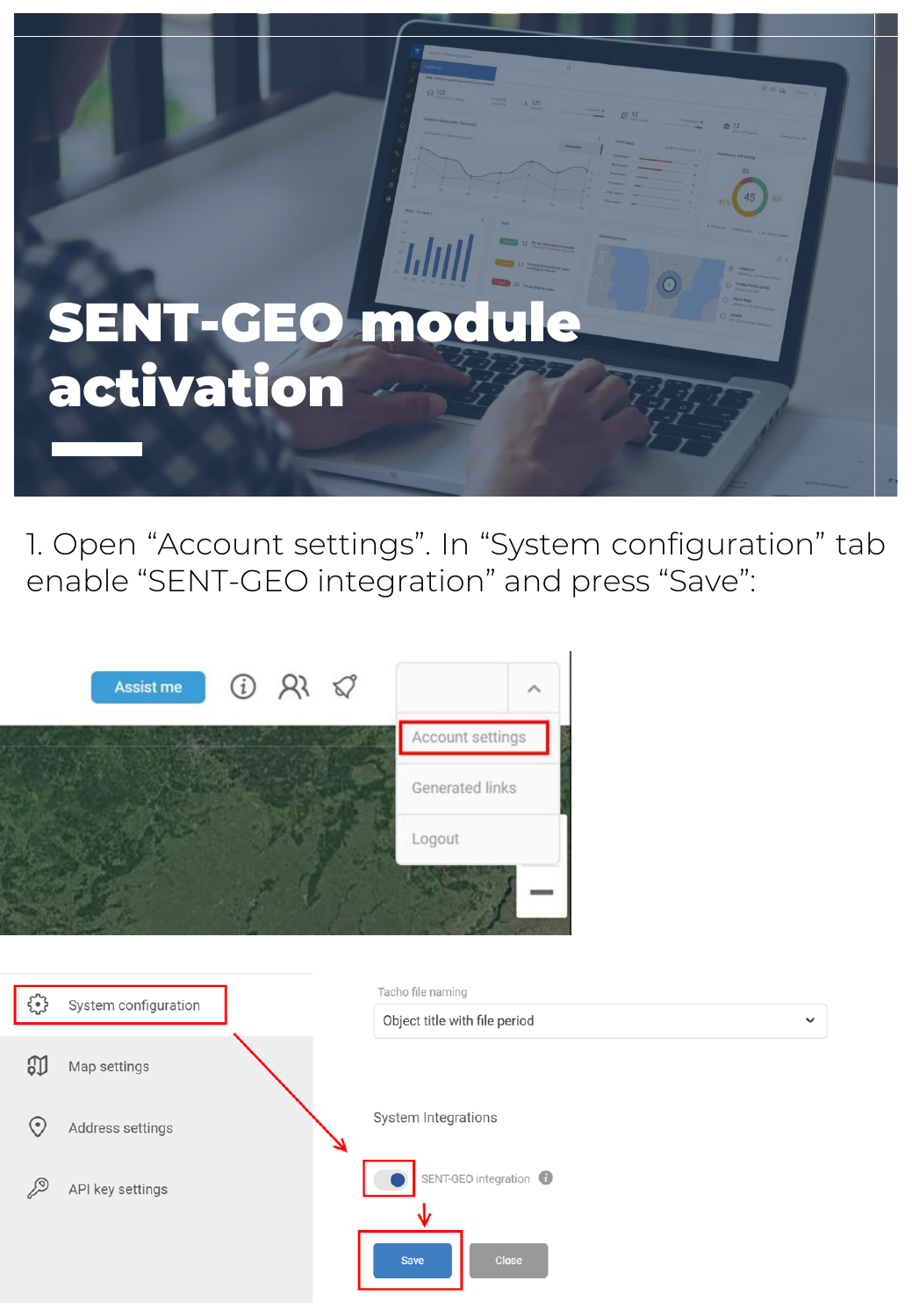# SENT-GEO module activation

1. Open “Account settings”. In “System configuration” tab enable “SENT-GEO integration” and press “Save”: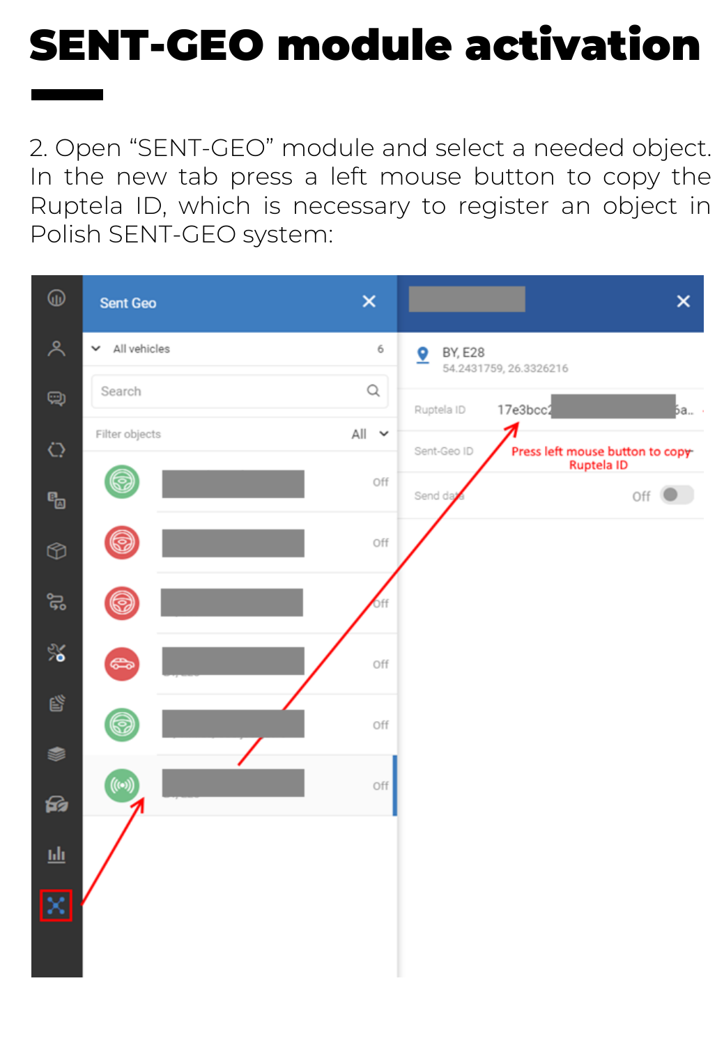# SENT-GEO module activation

2. Open “SENT-GEO” module and select a needed object. In the new tab press a left mouse button to copy the Ruptela ID, which is necessary to register an object in Polish SENT-GEO system: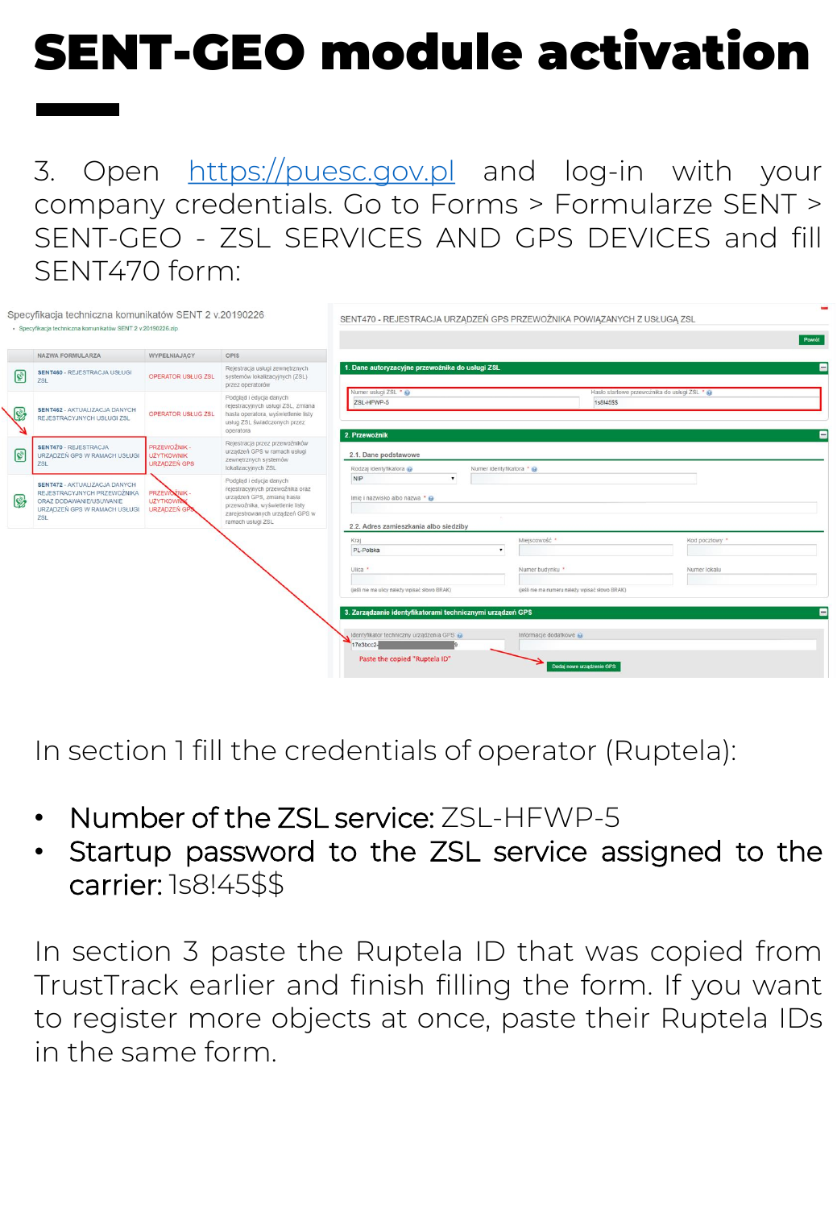# SENT-GEO module activation

3. Open https://puesc.gov.pl and log-in with your company credentials. Go to Forms > Formularze SENT > SENT-GEO - ZSL SERVICES AND GPS DEVICES and fill SENT470 form:

In section 1 fill the credentials of operator (Ruptela):

- **Number of the ZSL service:** ZSL-HFWP-5
- **Startup password to the ZSL service assigned to the carrier:** 1s8!45$$

In section 3 paste the Ruptela ID that was copied from TrustTrack earlier and finish filling the form. If you want to register more objects at once, paste their Ruptela IDs in the same form.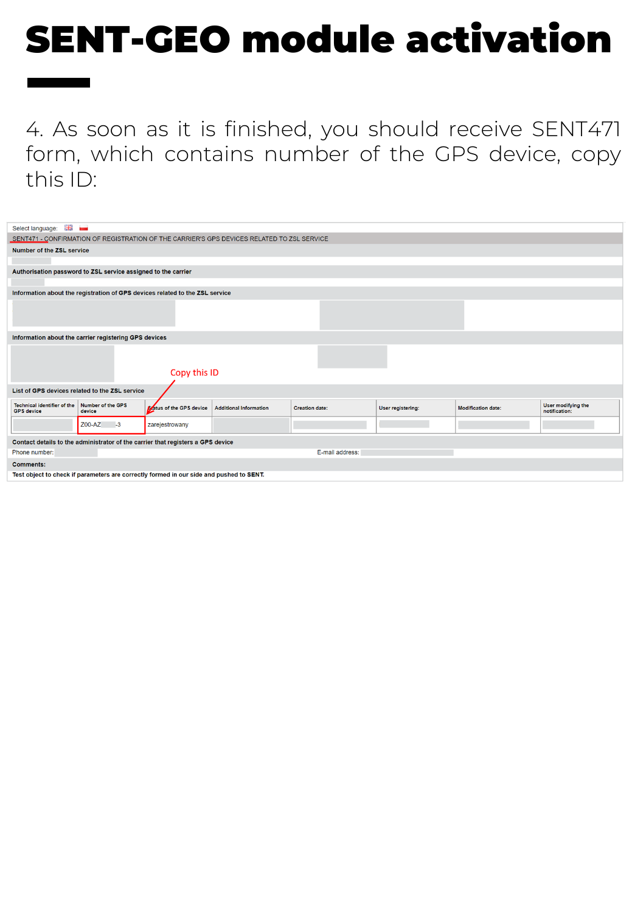# SENT-GEO module activation

4. As soon as it is finished, you should receive SENT471 form, which contains number of the GPS device, copy this ID:

Select language:

SENT471 - CONFIRMATION OF REGISTRATION OF THE CARRIER'S GPS DEVICES RELATED TO ZSL SERVICE

**Number of the ZSL service**

**Authorisation password to ZSL service assigned to the carrier**

**Information about the registration of GPS devices related to the ZSL service**

**Information about the carrier registering GPS devices**

Copy this ID

**List of GPS devices related to the ZSL service**

| Technical identifier of the GPS device | Number of the GPS device | Status of the GPS device | Additional Information | Creation date: | User registering: | Modification date: | User modifying the notification: |
|---|---|---|---|---|---|---|---|
| | Z00-AZ -3 | zarejestrowany | | | | | |

**Contact details to the administrator of the carrier that registers a GPS device**

Phone number:

E-mail address:

**Comments:**

**Test object to check if parameters are correctly formed in our side and pushed to SENT.**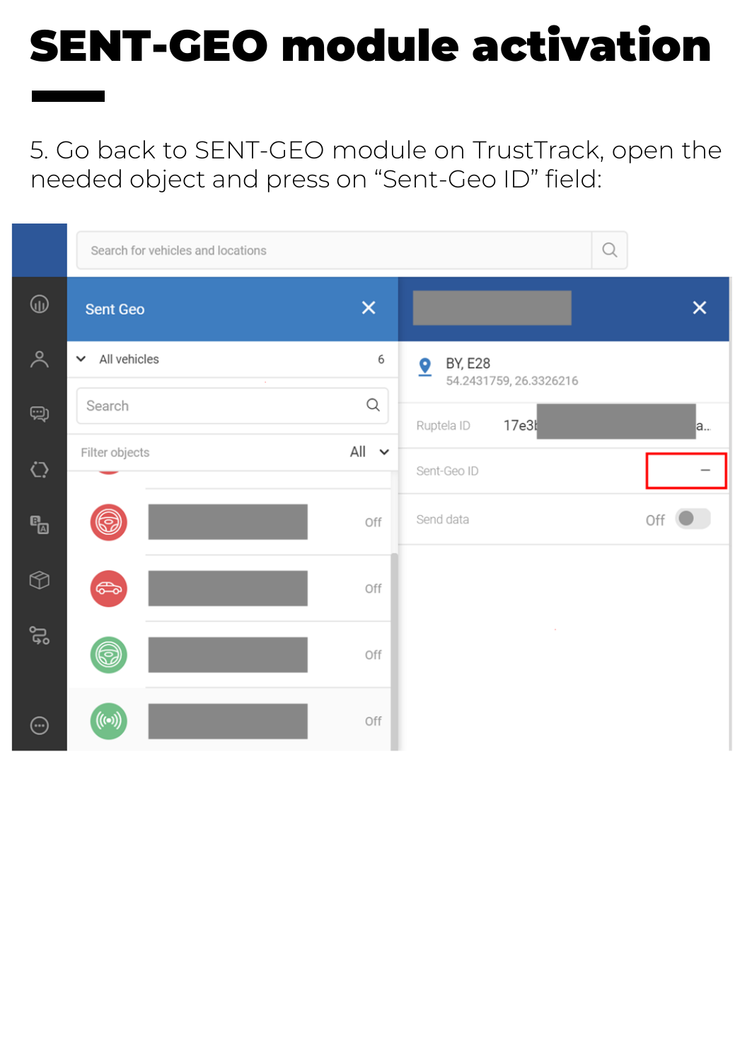# SENT-GEO module activation

5. Go back to SENT-GEO module on TrustTrack, open the needed object and press on “Sent-Geo ID” field: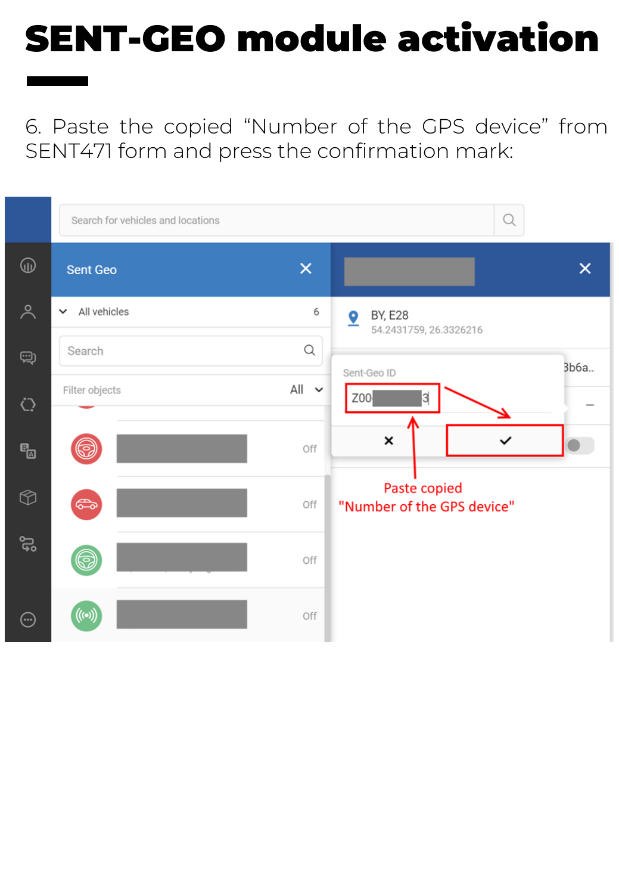# SENT-GEO module activation

6. Paste the copied “Number of the GPS device” from SENT471 form and press the confirmation mark: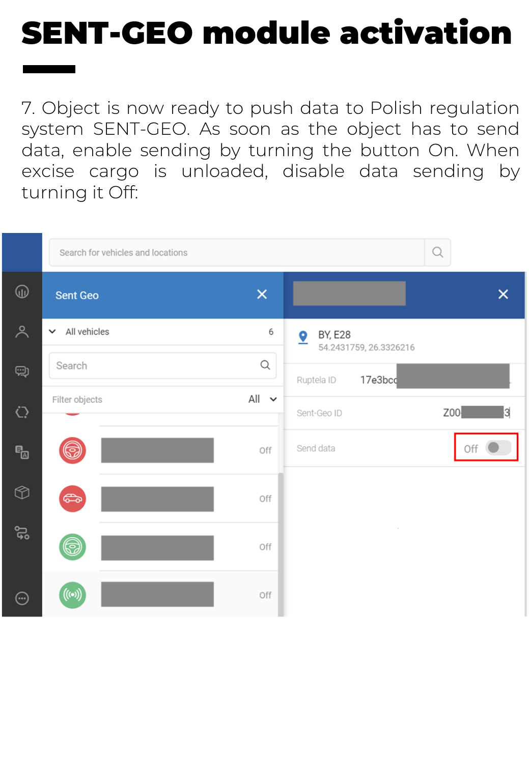# SENT-GEO module activation

7. Object is now ready to push data to Polish regulation system SENT-GEO. As soon as the object has to send data, enable sending by turning the button On. When excise cargo is unloaded, disable data sending by turning it Off: